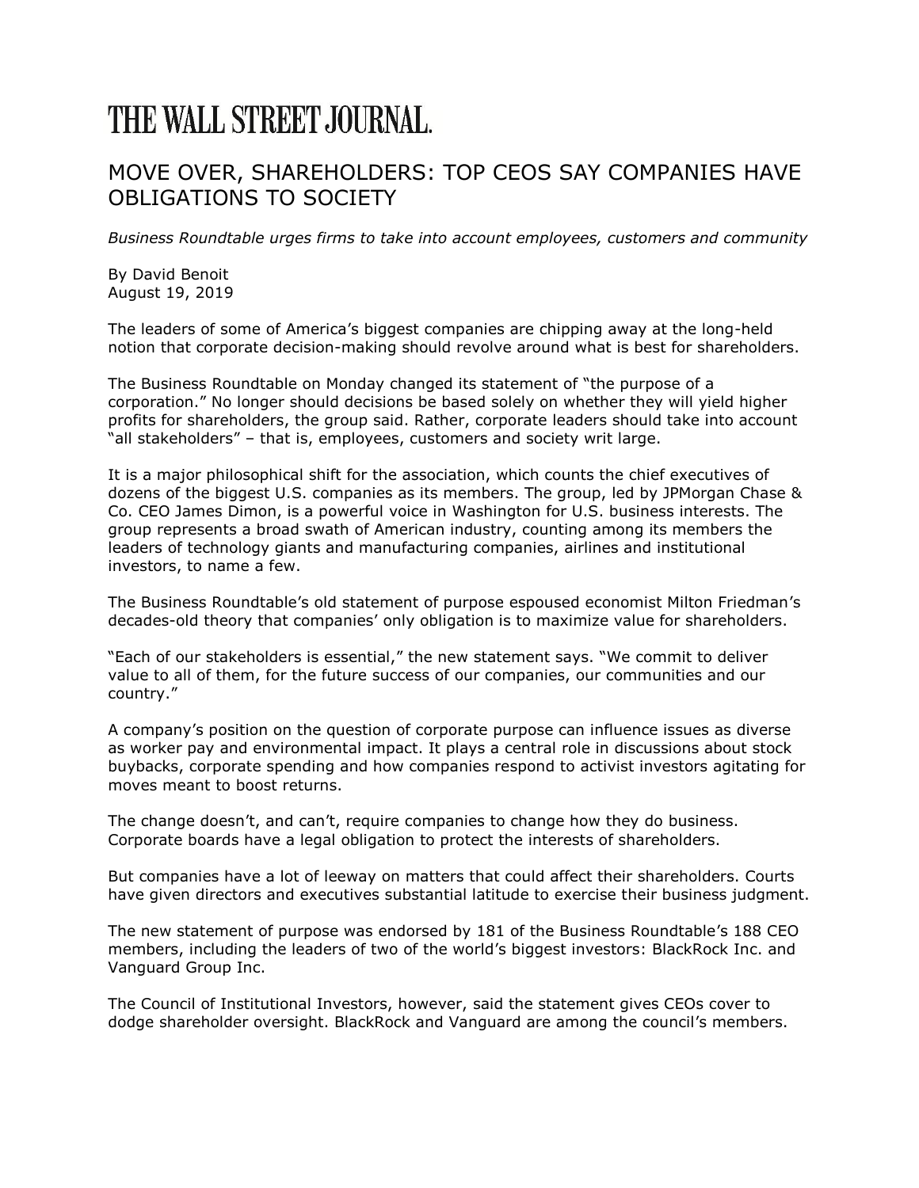# THE WALL STREET JOURNAL.

## MOVE OVER, SHAREHOLDERS: TOP CEOS SAY COMPANIES HAVE OBLIGATIONS TO SOCIETY

*Business Roundtable urges firms to take into account employees, customers and community*

By David Benoit
August 19, 2019

The leaders of some of America's biggest companies are chipping away at the long-held notion that corporate decision-making should revolve around what is best for shareholders.

The Business Roundtable on Monday changed its statement of "the purpose of a corporation." No longer should decisions be based solely on whether they will yield higher profits for shareholders, the group said. Rather, corporate leaders should take into account "all stakeholders" – that is, employees, customers and society writ large.

It is a major philosophical shift for the association, which counts the chief executives of dozens of the biggest U.S. companies as its members. The group, led by JPMorgan Chase & Co. CEO James Dimon, is a powerful voice in Washington for U.S. business interests. The group represents a broad swath of American industry, counting among its members the leaders of technology giants and manufacturing companies, airlines and institutional investors, to name a few.

The Business Roundtable's old statement of purpose espoused economist Milton Friedman's decades-old theory that companies' only obligation is to maximize value for shareholders.

"Each of our stakeholders is essential," the new statement says. "We commit to deliver value to all of them, for the future success of our companies, our communities and our country."

A company's position on the question of corporate purpose can influence issues as diverse as worker pay and environmental impact. It plays a central role in discussions about stock buybacks, corporate spending and how companies respond to activist investors agitating for moves meant to boost returns.

The change doesn't, and can't, require companies to change how they do business. Corporate boards have a legal obligation to protect the interests of shareholders.

But companies have a lot of leeway on matters that could affect their shareholders. Courts have given directors and executives substantial latitude to exercise their business judgment.

The new statement of purpose was endorsed by 181 of the Business Roundtable's 188 CEO members, including the leaders of two of the world's biggest investors: BlackRock Inc. and Vanguard Group Inc.

The Council of Institutional Investors, however, said the statement gives CEOs cover to dodge shareholder oversight. BlackRock and Vanguard are among the council's members.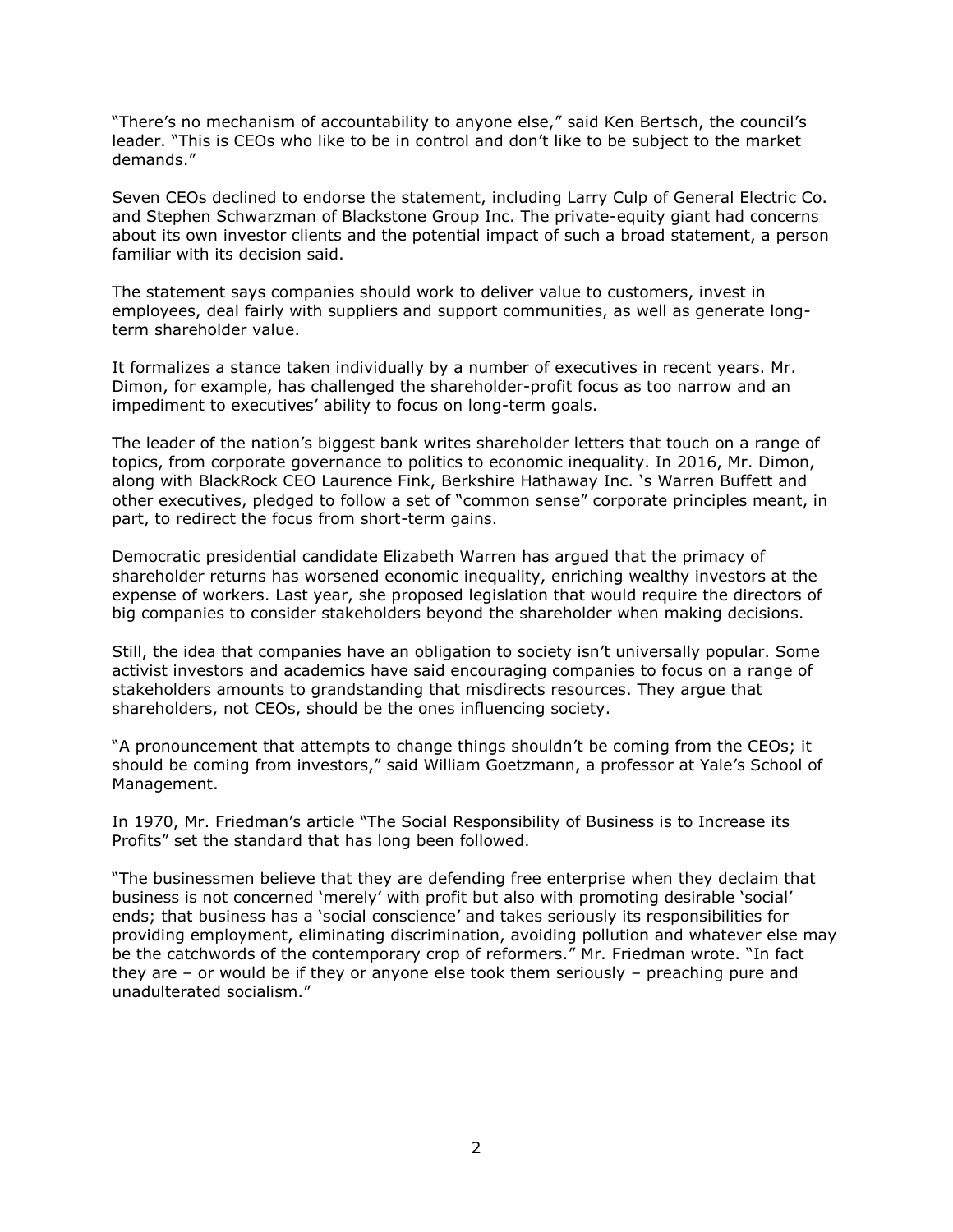"There's no mechanism of accountability to anyone else," said Ken Bertsch, the council's leader. "This is CEOs who like to be in control and don't like to be subject to the market demands."

Seven CEOs declined to endorse the statement, including Larry Culp of General Electric Co. and Stephen Schwarzman of Blackstone Group Inc. The private-equity giant had concerns about its own investor clients and the potential impact of such a broad statement, a person familiar with its decision said.

The statement says companies should work to deliver value to customers, invest in employees, deal fairly with suppliers and support communities, as well as generate long-term shareholder value.

It formalizes a stance taken individually by a number of executives in recent years. Mr. Dimon, for example, has challenged the shareholder-profit focus as too narrow and an impediment to executives' ability to focus on long-term goals.

The leader of the nation's biggest bank writes shareholder letters that touch on a range of topics, from corporate governance to politics to economic inequality. In 2016, Mr. Dimon, along with BlackRock CEO Laurence Fink, Berkshire Hathaway Inc. 's Warren Buffett and other executives, pledged to follow a set of "common sense" corporate principles meant, in part, to redirect the focus from short-term gains.

Democratic presidential candidate Elizabeth Warren has argued that the primacy of shareholder returns has worsened economic inequality, enriching wealthy investors at the expense of workers. Last year, she proposed legislation that would require the directors of big companies to consider stakeholders beyond the shareholder when making decisions.

Still, the idea that companies have an obligation to society isn't universally popular. Some activist investors and academics have said encouraging companies to focus on a range of stakeholders amounts to grandstanding that misdirects resources. They argue that shareholders, not CEOs, should be the ones influencing society.

"A pronouncement that attempts to change things shouldn't be coming from the CEOs; it should be coming from investors," said William Goetzmann, a professor at Yale's School of Management.

In 1970, Mr. Friedman's article "The Social Responsibility of Business is to Increase its Profits" set the standard that has long been followed.

"The businessmen believe that they are defending free enterprise when they declaim that business is not concerned 'merely' with profit but also with promoting desirable 'social' ends; that business has a 'social conscience' and takes seriously its responsibilities for providing employment, eliminating discrimination, avoiding pollution and whatever else may be the catchwords of the contemporary crop of reformers." Mr. Friedman wrote. "In fact they are – or would be if they or anyone else took them seriously – preaching pure and unadulterated socialism."